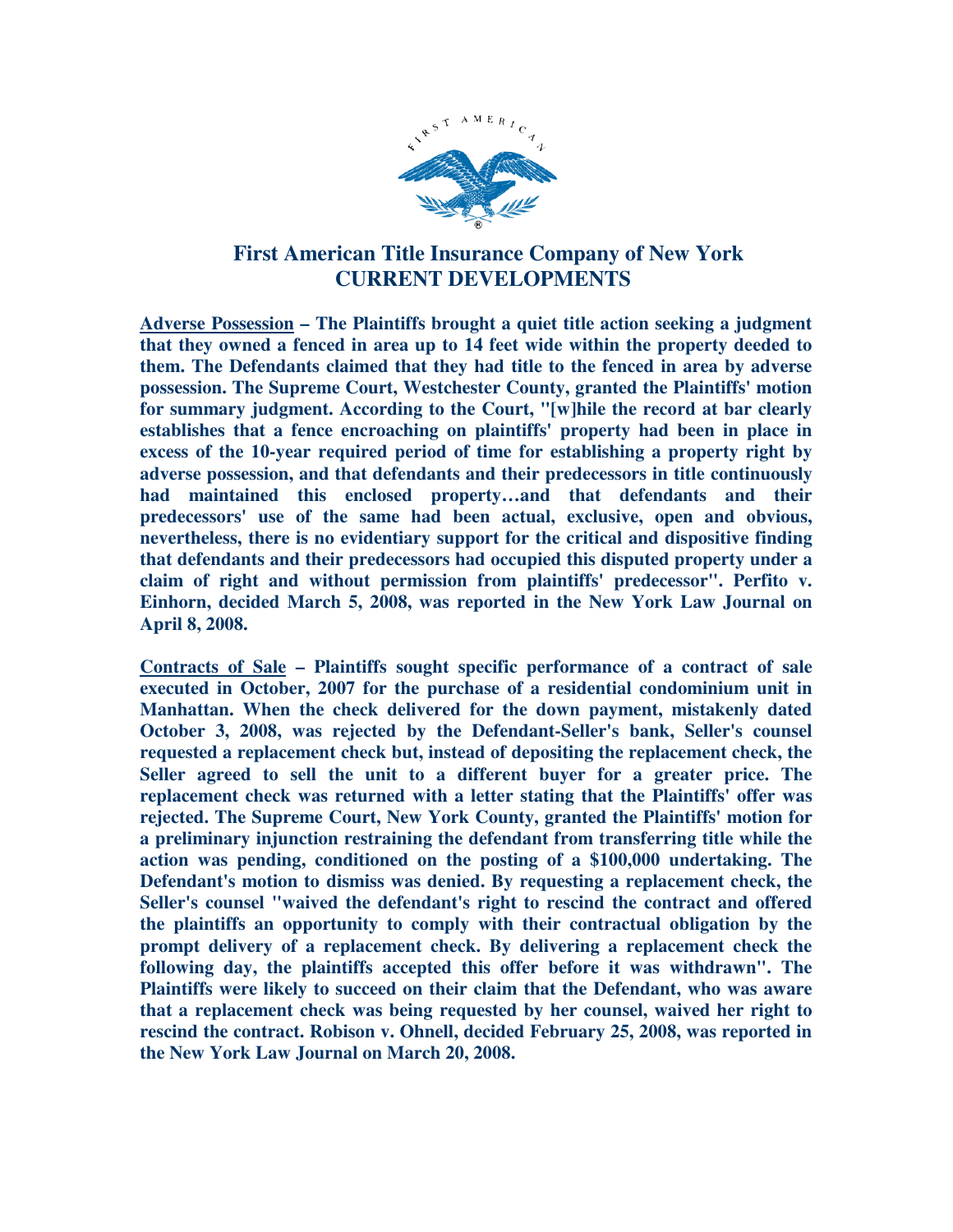# First American Title Insurance Company of New York
## CURRENT DEVELOPMENTS

**<u>Adverse Possession</u> – The Plaintiffs brought a quiet title action seeking a judgment that they owned a fenced in area up to 14 feet wide within the property deeded to them. The Defendants claimed that they had title to the fenced in area by adverse possession. The Supreme Court, Westchester County, granted the Plaintiffs' motion for summary judgment. According to the Court, "[w]hile the record at bar clearly establishes that a fence encroaching on plaintiffs' property had been in place in excess of the 10-year required period of time for establishing a property right by adverse possession, and that defendants and their predecessors in title continuously had maintained this enclosed property…and that defendants and their predecessors' use of the same had been actual, exclusive, open and obvious, nevertheless, there is no evidentiary support for the critical and dispositive finding that defendants and their predecessors had occupied this disputed property under a claim of right and without permission from plaintiffs' predecessor". Perfito v. Einhorn, decided March 5, 2008, was reported in the New York Law Journal on April 8, 2008.**

**<u>Contracts of Sale</u> – Plaintiffs sought specific performance of a contract of sale executed in October, 2007 for the purchase of a residential condominium unit in Manhattan. When the check delivered for the down payment, mistakenly dated October 3, 2008, was rejected by the Defendant-Seller's bank, Seller's counsel requested a replacement check but, instead of depositing the replacement check, the Seller agreed to sell the unit to a different buyer for a greater price. The replacement check was returned with a letter stating that the Plaintiffs' offer was rejected. The Supreme Court, New York County, granted the Plaintiffs' motion for a preliminary injunction restraining the defendant from transferring title while the action was pending, conditioned on the posting of a $100,000 undertaking. The Defendant's motion to dismiss was denied. By requesting a replacement check, the Seller's counsel "waived the defendant's right to rescind the contract and offered the plaintiffs an opportunity to comply with their contractual obligation by the prompt delivery of a replacement check. By delivering a replacement check the following day, the plaintiffs accepted this offer before it was withdrawn". The Plaintiffs were likely to succeed on their claim that the Defendant, who was aware that a replacement check was being requested by her counsel, waived her right to rescind the contract. Robison v. Ohnell, decided February 25, 2008, was reported in the New York Law Journal on March 20, 2008.**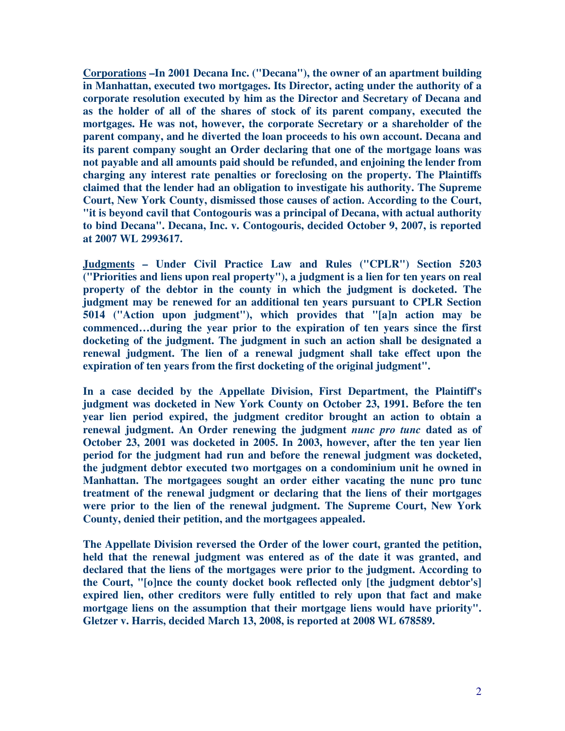**<u>Corporations</u> –In 2001 Decana Inc. ("Decana"), the owner of an apartment building in Manhattan, executed two mortgages. Its Director, acting under the authority of a corporate resolution executed by him as the Director and Secretary of Decana and as the holder of all of the shares of stock of its parent company, executed the mortgages. He was not, however, the corporate Secretary or a shareholder of the parent company, and he diverted the loan proceeds to his own account. Decana and its parent company sought an Order declaring that one of the mortgage loans was not payable and all amounts paid should be refunded, and enjoining the lender from charging any interest rate penalties or foreclosing on the property. The Plaintiffs claimed that the lender had an obligation to investigate his authority. The Supreme Court, New York County, dismissed those causes of action. According to the Court, "it is beyond cavil that Contogouris was a principal of Decana, with actual authority to bind Decana". Decana, Inc. v. Contogouris, decided October 9, 2007, is reported at 2007 WL 2993617.**

**<u>Judgments</u> – Under Civil Practice Law and Rules ("CPLR") Section 5203 ("Priorities and liens upon real property"), a judgment is a lien for ten years on real property of the debtor in the county in which the judgment is docketed. The judgment may be renewed for an additional ten years pursuant to CPLR Section 5014 ("Action upon judgment"), which provides that "[a]n action may be commenced…during the year prior to the expiration of ten years since the first docketing of the judgment. The judgment in such an action shall be designated a renewal judgment. The lien of a renewal judgment shall take effect upon the expiration of ten years from the first docketing of the original judgment".**

**In a case decided by the Appellate Division, First Department, the Plaintiff's judgment was docketed in New York County on October 23, 1991. Before the ten year lien period expired, the judgment creditor brought an action to obtain a renewal judgment. An Order renewing the judgment *nunc pro tunc* dated as of October 23, 2001 was docketed in 2005. In 2003, however, after the ten year lien period for the judgment had run and before the renewal judgment was docketed, the judgment debtor executed two mortgages on a condominium unit he owned in Manhattan. The mortgagees sought an order either vacating the nunc pro tunc treatment of the renewal judgment or declaring that the liens of their mortgages were prior to the lien of the renewal judgment. The Supreme Court, New York County, denied their petition, and the mortgagees appealed.**

**The Appellate Division reversed the Order of the lower court, granted the petition, held that the renewal judgment was entered as of the date it was granted, and declared that the liens of the mortgages were prior to the judgment. According to the Court, "[o]nce the county docket book reflected only [the judgment debtor's] expired lien, other creditors were fully entitled to rely upon that fact and make mortgage liens on the assumption that their mortgage liens would have priority". Gletzer v. Harris, decided March 13, 2008, is reported at 2008 WL 678589.**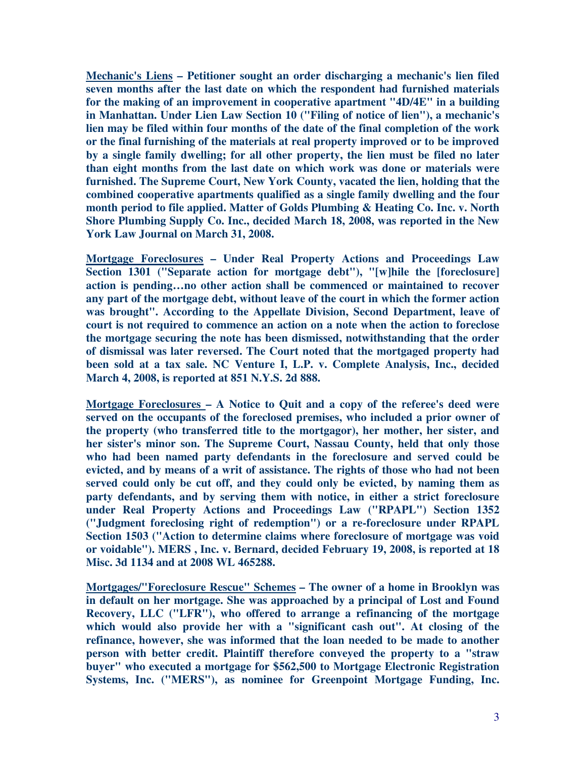**<u>Mechanic's Liens</u> – Petitioner sought an order discharging a mechanic's lien filed seven months after the last date on which the respondent had furnished materials for the making of an improvement in cooperative apartment "4D/4E" in a building in Manhattan. Under Lien Law Section 10 ("Filing of notice of lien"), a mechanic's lien may be filed within four months of the date of the final completion of the work or the final furnishing of the materials at real property improved or to be improved by a single family dwelling; for all other property, the lien must be filed no later than eight months from the last date on which work was done or materials were furnished. The Supreme Court, New York County, vacated the lien, holding that the combined cooperative apartments qualified as a single family dwelling and the four month period to file applied. Matter of Golds Plumbing & Heating Co. Inc. v. North Shore Plumbing Supply Co. Inc., decided March 18, 2008, was reported in the New York Law Journal on March 31, 2008.**

**<u>Mortgage Foreclosures</u> – Under Real Property Actions and Proceedings Law Section 1301 ("Separate action for mortgage debt"), "[w]hile the [foreclosure] action is pending…no other action shall be commenced or maintained to recover any part of the mortgage debt, without leave of the court in which the former action was brought". According to the Appellate Division, Second Department, leave of court is not required to commence an action on a note when the action to foreclose the mortgage securing the note has been dismissed, notwithstanding that the order of dismissal was later reversed. The Court noted that the mortgaged property had been sold at a tax sale. NC Venture I, L.P. v. Complete Analysis, Inc., decided March 4, 2008, is reported at 851 N.Y.S. 2d 888.**

**<u>Mortgage Foreclosures</u> – A Notice to Quit and a copy of the referee's deed were served on the occupants of the foreclosed premises, who included a prior owner of the property (who transferred title to the mortgagor), her mother, her sister, and her sister's minor son. The Supreme Court, Nassau County, held that only those who had been named party defendants in the foreclosure and served could be evicted, and by means of a writ of assistance. The rights of those who had not been served could only be cut off, and they could only be evicted, by naming them as party defendants, and by serving them with notice, in either a strict foreclosure under Real Property Actions and Proceedings Law ("RPAPL") Section 1352 ("Judgment foreclosing right of redemption") or a re-foreclosure under RPAPL Section 1503 ("Action to determine claims where foreclosure of mortgage was void or voidable"). MERS , Inc. v. Bernard, decided February 19, 2008, is reported at 18 Misc. 3d 1134 and at 2008 WL 465288.**

**<u>Mortgages/"Foreclosure Rescue" Schemes</u> – The owner of a home in Brooklyn was in default on her mortgage. She was approached by a principal of Lost and Found Recovery, LLC ("LFR"), who offered to arrange a refinancing of the mortgage which would also provide her with a "significant cash out". At closing of the refinance, however, she was informed that the loan needed to be made to another person with better credit. Plaintiff therefore conveyed the property to a "straw buyer" who executed a mortgage for $562,500 to Mortgage Electronic Registration Systems, Inc. ("MERS"), as nominee for Greenpoint Mortgage Funding, Inc.**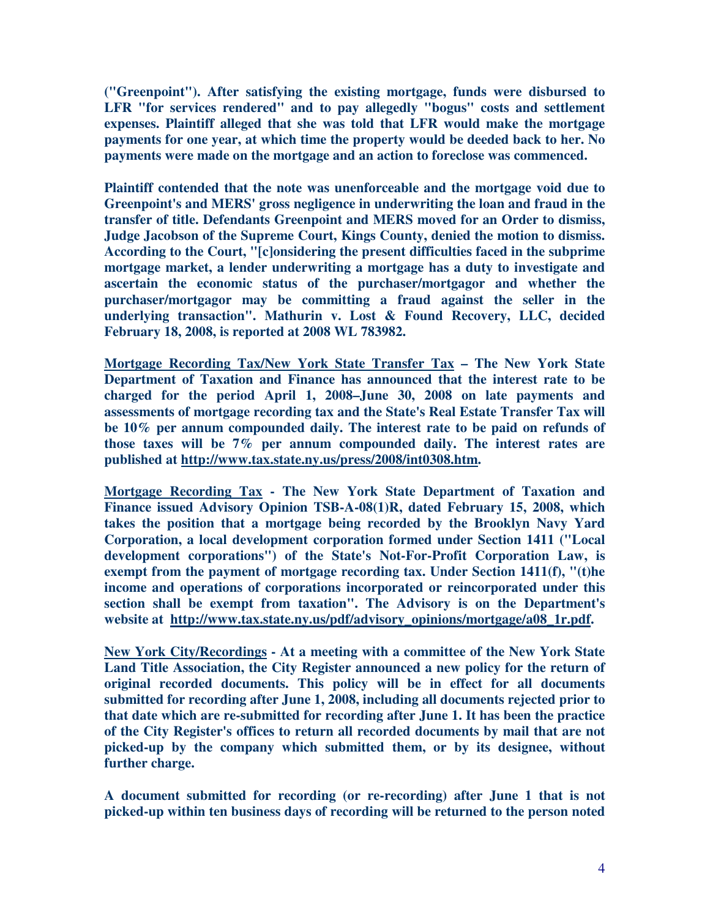**("Greenpoint"). After satisfying the existing mortgage, funds were disbursed to LFR "for services rendered" and to pay allegedly "bogus" costs and settlement expenses. Plaintiff alleged that she was told that LFR would make the mortgage payments for one year, at which time the property would be deeded back to her. No payments were made on the mortgage and an action to foreclose was commenced.**

**Plaintiff contended that the note was unenforceable and the mortgage void due to Greenpoint's and MERS' gross negligence in underwriting the loan and fraud in the transfer of title. Defendants Greenpoint and MERS moved for an Order to dismiss, Judge Jacobson of the Supreme Court, Kings County, denied the motion to dismiss. According to the Court, "[c]onsidering the present difficulties faced in the subprime mortgage market, a lender underwriting a mortgage has a duty to investigate and ascertain the economic status of the purchaser/mortgagor and whether the purchaser/mortgagor may be committing a fraud against the seller in the underlying transaction". Mathurin v. Lost & Found Recovery, LLC, decided February 18, 2008, is reported at 2008 WL 783982.**

**<u>Mortgage Recording Tax/New York State Transfer Tax</u> – The New York State Department of Taxation and Finance has announced that the interest rate to be charged for the period April 1, 2008–June 30, 2008 on late payments and assessments of mortgage recording tax and the State's Real Estate Transfer Tax will be 10% per annum compounded daily. The interest rate to be paid on refunds of those taxes will be 7% per annum compounded daily. The interest rates are published at <u>http://www.tax.state.ny.us/press/2008/int0308.htm</u>.**

**<u>Mortgage Recording Tax</u> - The New York State Department of Taxation and Finance issued Advisory Opinion TSB-A-08(1)R, dated February 15, 2008, which takes the position that a mortgage being recorded by the Brooklyn Navy Yard Corporation, a local development corporation formed under Section 1411 ("Local development corporations") of the State's Not-For-Profit Corporation Law, is exempt from the payment of mortgage recording tax. Under Section 1411(f), "(t)he income and operations of corporations incorporated or reincorporated under this section shall be exempt from taxation". The Advisory is on the Department's website at <u>http://www.tax.state.ny.us/pdf/advisory_opinions/mortgage/a08_1r.pdf</u>.**

**<u>New York City/Recordings</u> - At a meeting with a committee of the New York State Land Title Association, the City Register announced a new policy for the return of original recorded documents. This policy will be in effect for all documents submitted for recording after June 1, 2008, including all documents rejected prior to that date which are re-submitted for recording after June 1. It has been the practice of the City Register's offices to return all recorded documents by mail that are not picked-up by the company which submitted them, or by its designee, without further charge.**

**A document submitted for recording (or re-recording) after June 1 that is not picked-up within ten business days of recording will be returned to the person noted**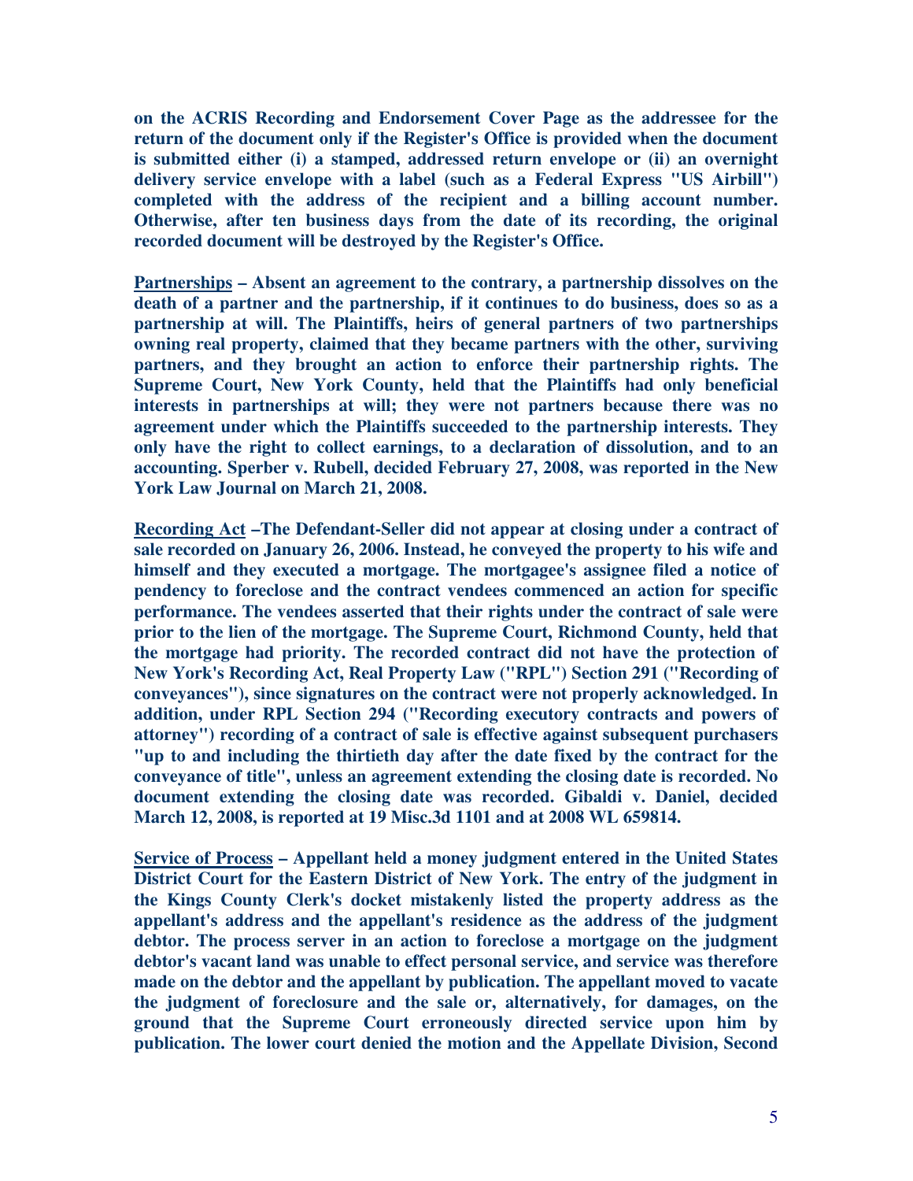**on the ACRIS Recording and Endorsement Cover Page as the addressee for the return of the document only if the Register's Office is provided when the document is submitted either (i) a stamped, addressed return envelope or (ii) an overnight delivery service envelope with a label (such as a Federal Express "US Airbill") completed with the address of the recipient and a billing account number. Otherwise, after ten business days from the date of its recording, the original recorded document will be destroyed by the Register's Office.**

**<u>Partnerships</u> – Absent an agreement to the contrary, a partnership dissolves on the death of a partner and the partnership, if it continues to do business, does so as a partnership at will. The Plaintiffs, heirs of general partners of two partnerships owning real property, claimed that they became partners with the other, surviving partners, and they brought an action to enforce their partnership rights. The Supreme Court, New York County, held that the Plaintiffs had only beneficial interests in partnerships at will; they were not partners because there was no agreement under which the Plaintiffs succeeded to the partnership interests. They only have the right to collect earnings, to a declaration of dissolution, and to an accounting. Sperber v. Rubell, decided February 27, 2008, was reported in the New York Law Journal on March 21, 2008.**

**<u>Recording Act</u> –The Defendant-Seller did not appear at closing under a contract of sale recorded on January 26, 2006. Instead, he conveyed the property to his wife and himself and they executed a mortgage. The mortgagee's assignee filed a notice of pendency to foreclose and the contract vendees commenced an action for specific performance. The vendees asserted that their rights under the contract of sale were prior to the lien of the mortgage. The Supreme Court, Richmond County, held that the mortgage had priority. The recorded contract did not have the protection of New York's Recording Act, Real Property Law ("RPL") Section 291 ("Recording of conveyances"), since signatures on the contract were not properly acknowledged. In addition, under RPL Section 294 ("Recording executory contracts and powers of attorney") recording of a contract of sale is effective against subsequent purchasers "up to and including the thirtieth day after the date fixed by the contract for the conveyance of title", unless an agreement extending the closing date is recorded. No document extending the closing date was recorded. Gibaldi v. Daniel, decided March 12, 2008, is reported at 19 Misc.3d 1101 and at 2008 WL 659814.**

**<u>Service of Process</u> – Appellant held a money judgment entered in the United States District Court for the Eastern District of New York. The entry of the judgment in the Kings County Clerk's docket mistakenly listed the property address as the appellant's address and the appellant's residence as the address of the judgment debtor. The process server in an action to foreclose a mortgage on the judgment debtor's vacant land was unable to effect personal service, and service was therefore made on the debtor and the appellant by publication. The appellant moved to vacate the judgment of foreclosure and the sale or, alternatively, for damages, on the ground that the Supreme Court erroneously directed service upon him by publication. The lower court denied the motion and the Appellate Division, Second**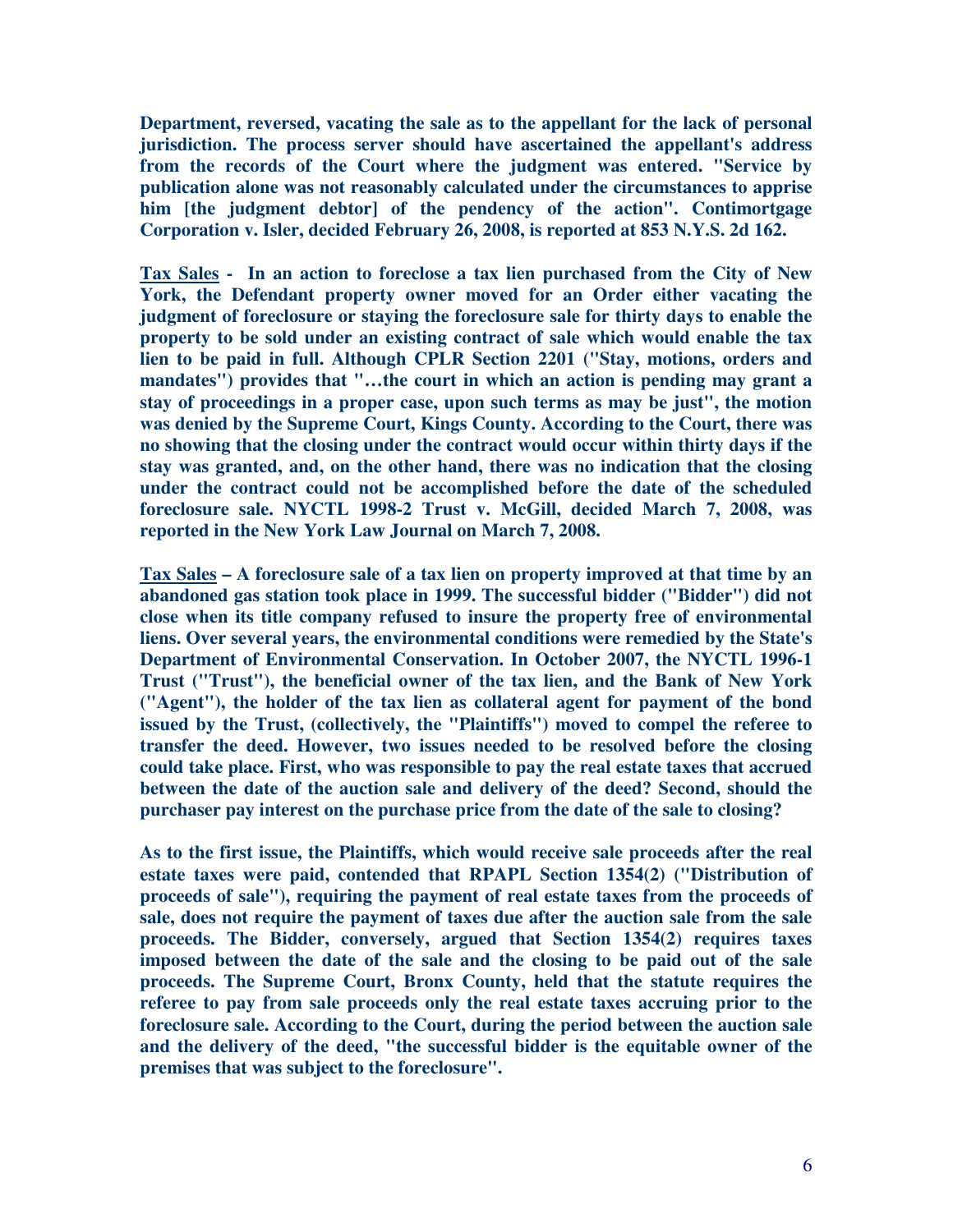**Department, reversed, vacating the sale as to the appellant for the lack of personal jurisdiction. The process server should have ascertained the appellant's address from the records of the Court where the judgment was entered. "Service by publication alone was not reasonably calculated under the circumstances to apprise him [the judgment debtor] of the pendency of the action". Contimortgage Corporation v. Isler, decided February 26, 2008, is reported at 853 N.Y.S. 2d 162.**

**<u>Tax Sales</u> - In an action to foreclose a tax lien purchased from the City of New York, the Defendant property owner moved for an Order either vacating the judgment of foreclosure or staying the foreclosure sale for thirty days to enable the property to be sold under an existing contract of sale which would enable the tax lien to be paid in full. Although CPLR Section 2201 ("Stay, motions, orders and mandates") provides that "…the court in which an action is pending may grant a stay of proceedings in a proper case, upon such terms as may be just", the motion was denied by the Supreme Court, Kings County. According to the Court, there was no showing that the closing under the contract would occur within thirty days if the stay was granted, and, on the other hand, there was no indication that the closing under the contract could not be accomplished before the date of the scheduled foreclosure sale. NYCTL 1998-2 Trust v. McGill, decided March 7, 2008, was reported in the New York Law Journal on March 7, 2008.**

**<u>Tax Sales</u> – A foreclosure sale of a tax lien on property improved at that time by an abandoned gas station took place in 1999. The successful bidder ("Bidder") did not close when its title company refused to insure the property free of environmental liens. Over several years, the environmental conditions were remedied by the State's Department of Environmental Conservation. In October 2007, the NYCTL 1996-1 Trust ("Trust"), the beneficial owner of the tax lien, and the Bank of New York ("Agent"), the holder of the tax lien as collateral agent for payment of the bond issued by the Trust, (collectively, the "Plaintiffs") moved to compel the referee to transfer the deed. However, two issues needed to be resolved before the closing could take place. First, who was responsible to pay the real estate taxes that accrued between the date of the auction sale and delivery of the deed? Second, should the purchaser pay interest on the purchase price from the date of the sale to closing?**

**As to the first issue, the Plaintiffs, which would receive sale proceeds after the real estate taxes were paid, contended that RPAPL Section 1354(2) ("Distribution of proceeds of sale"), requiring the payment of real estate taxes from the proceeds of sale, does not require the payment of taxes due after the auction sale from the sale proceeds. The Bidder, conversely, argued that Section 1354(2) requires taxes imposed between the date of the sale and the closing to be paid out of the sale proceeds. The Supreme Court, Bronx County, held that the statute requires the referee to pay from sale proceeds only the real estate taxes accruing prior to the foreclosure sale. According to the Court, during the period between the auction sale and the delivery of the deed, "the successful bidder is the equitable owner of the premises that was subject to the foreclosure".**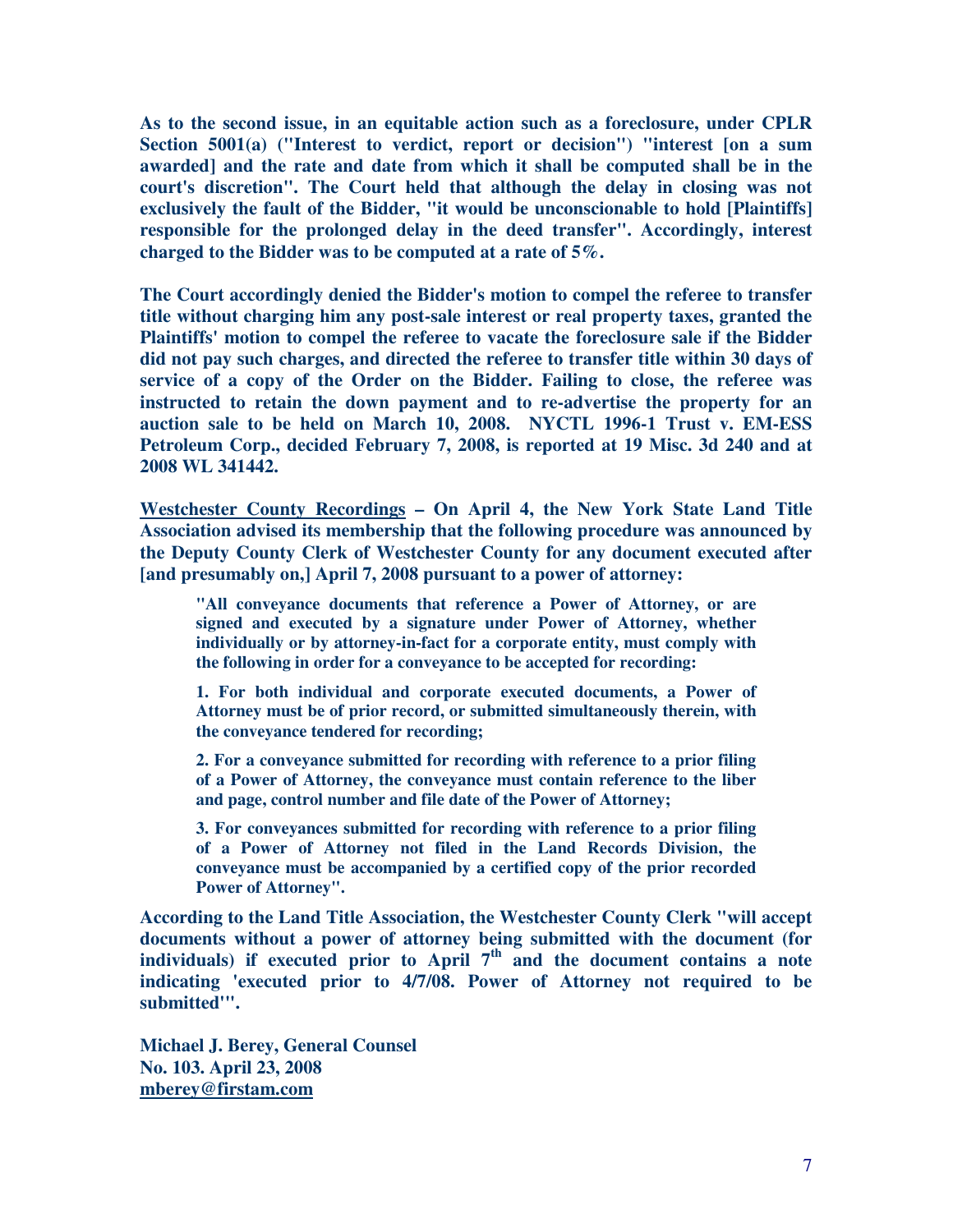**As to the second issue, in an equitable action such as a foreclosure, under CPLR Section 5001(a) ("Interest to verdict, report or decision") "interest [on a sum awarded] and the rate and date from which it shall be computed shall be in the court's discretion". The Court held that although the delay in closing was not exclusively the fault of the Bidder, "it would be unconscionable to hold [Plaintiffs] responsible for the prolonged delay in the deed transfer". Accordingly, interest charged to the Bidder was to be computed at a rate of 5%.**

**The Court accordingly denied the Bidder's motion to compel the referee to transfer title without charging him any post-sale interest or real property taxes, granted the Plaintiffs' motion to compel the referee to vacate the foreclosure sale if the Bidder did not pay such charges, and directed the referee to transfer title within 30 days of service of a copy of the Order on the Bidder. Failing to close, the referee was instructed to retain the down payment and to re-advertise the property for an auction sale to be held on March 10, 2008. NYCTL 1996-1 Trust v. EM-ESS Petroleum Corp., decided February 7, 2008, is reported at 19 Misc. 3d 240 and at 2008 WL 341442.**

**<u>Westchester County Recordings</u> – On April 4, the New York State Land Title Association advised its membership that the following procedure was announced by the Deputy County Clerk of Westchester County for any document executed after [and presumably on,] April 7, 2008 pursuant to a power of attorney:**

> **"All conveyance documents that reference a Power of Attorney, or are signed and executed by a signature under Power of Attorney, whether individually or by attorney-in-fact for a corporate entity, must comply with the following in order for a conveyance to be accepted for recording:**
>
> **1. For both individual and corporate executed documents, a Power of Attorney must be of prior record, or submitted simultaneously therein, with the conveyance tendered for recording;**
>
> **2. For a conveyance submitted for recording with reference to a prior filing of a Power of Attorney, the conveyance must contain reference to the liber and page, control number and file date of the Power of Attorney;**
>
> **3. For conveyances submitted for recording with reference to a prior filing of a Power of Attorney not filed in the Land Records Division, the conveyance must be accompanied by a certified copy of the prior recorded Power of Attorney".**

**According to the Land Title Association, the Westchester County Clerk "will accept documents without a power of attorney being submitted with the document (for individuals) if executed prior to April 7th and the document contains a note indicating 'executed prior to 4/7/08. Power of Attorney not required to be submitted'".**

**Michael J. Berey, General Counsel**
**No. 103. April 23, 2008**
**<u>mberey@firstam.com</u>**